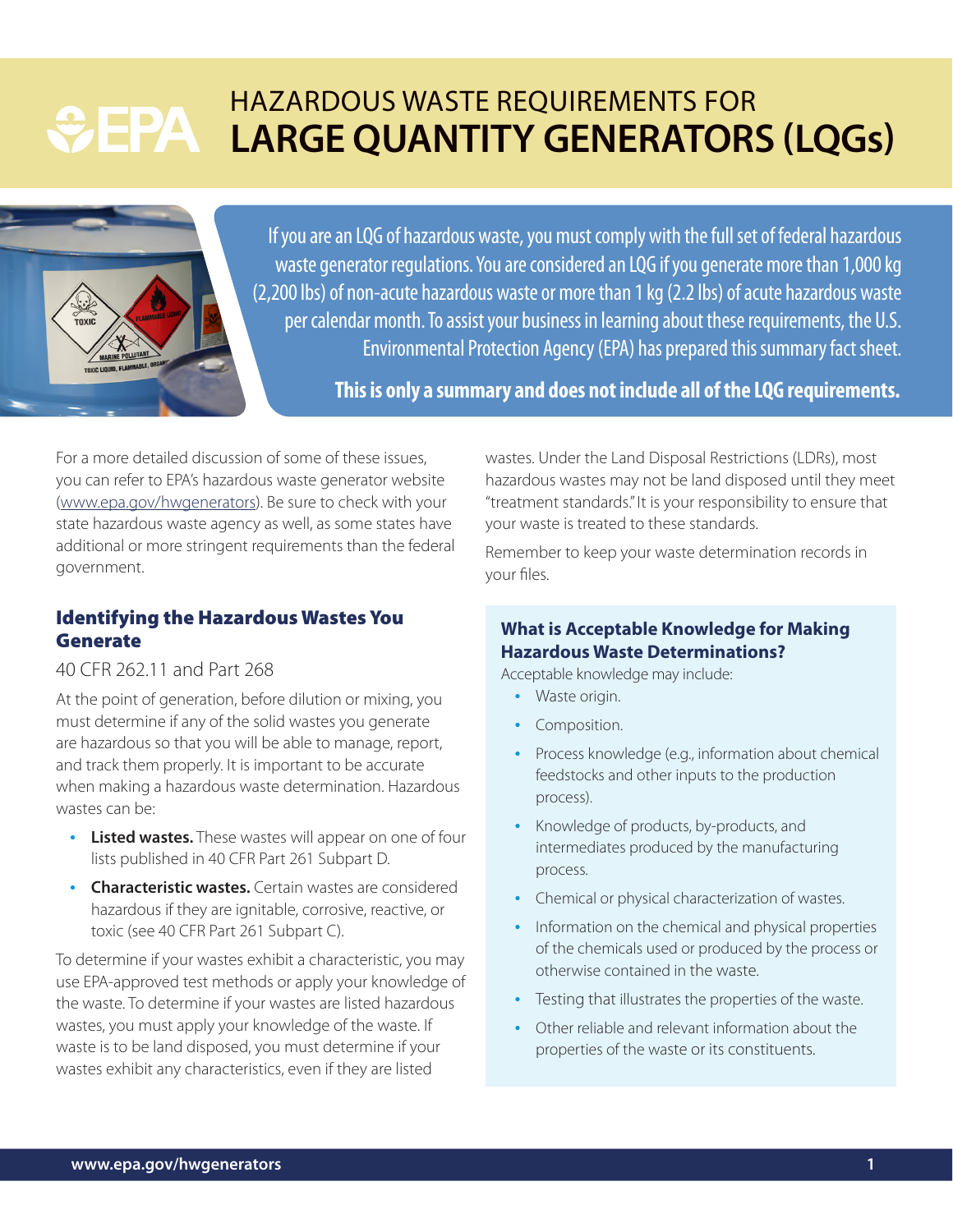# HAZARDOUS WASTE REQUIREMENTS FOR **LARGE QUANTITY GENERATORS (LQGs)**

If you are an LQG of hazardous waste, you must comply with the full set of federal hazardous waste generator regulations. You are considered an LQG if you generate more than 1,000 kg (2,200 lbs) of non-acute hazardous waste or more than 1 kg (2.2 lbs) of acute hazardous waste per calendar month. To assist your business in learning about these requirements, the U.S. Environmental Protection Agency (EPA) has prepared this summary fact sheet.

**This is only a summary and does not include all of the LQG requirements.**

For a more detailed discussion of some of these issues, you can refer to EPA's hazardous waste generator website (www.epa.gov/hwgenerators). Be sure to check with your state hazardous waste agency as well, as some states have additional or more stringent requirements than the federal government.

## Identifying the Hazardous Wastes You Generate

40 CFR 262.11 and Part 268

At the point of generation, before dilution or mixing, you must determine if any of the solid wastes you generate are hazardous so that you will be able to manage, report, and track them properly. It is important to be accurate when making a hazardous waste determination. Hazardous wastes can be:

- **Listed wastes.** These wastes will appear on one of four lists published in 40 CFR Part 261 Subpart D.
- **Characteristic wastes.** Certain wastes are considered hazardous if they are ignitable, corrosive, reactive, or toxic (see 40 CFR Part 261 Subpart C).

To determine if your wastes exhibit a characteristic, you may use EPA-approved test methods or apply your knowledge of the waste. To determine if your wastes are listed hazardous wastes, you must apply your knowledge of the waste. If waste is to be land disposed, you must determine if your wastes exhibit any characteristics, even if they are listed wastes. Under the Land Disposal Restrictions (LDRs), most hazardous wastes may not be land disposed until they meet "treatment standards." It is your responsibility to ensure that your waste is treated to these standards.

Remember to keep your waste determination records in your files.

### What is Acceptable Knowledge for Making Hazardous Waste Determinations?

Acceptable knowledge may include:

- Waste origin.
- Composition.
- Process knowledge (e.g., information about chemical feedstocks and other inputs to the production process).
- Knowledge of products, by-products, and intermediates produced by the manufacturing process.
- Chemical or physical characterization of wastes.
- Information on the chemical and physical properties of the chemicals used or produced by the process or otherwise contained in the waste.
- Testing that illustrates the properties of the waste.
- Other reliable and relevant information about the properties of the waste or its constituents.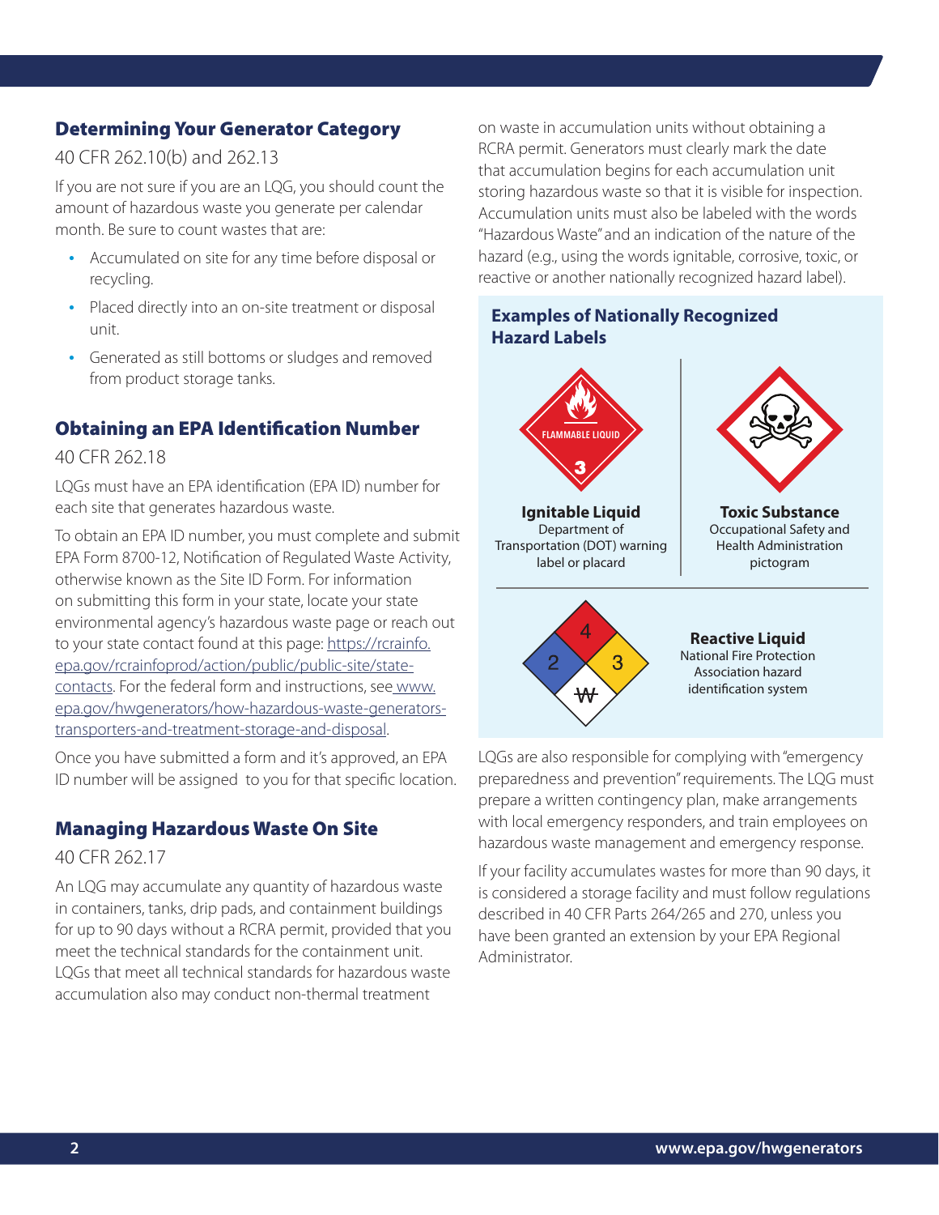## Determining Your Generator Category

40 CFR 262.10(b) and 262.13

If you are not sure if you are an LQG, you should count the amount of hazardous waste you generate per calendar month. Be sure to count wastes that are:

- Accumulated on site for any time before disposal or recycling.
- Placed directly into an on-site treatment or disposal unit.
- Generated as still bottoms or sludges and removed from product storage tanks.

## Obtaining an EPA Identification Number

40 CFR 262.18

LQGs must have an EPA identification (EPA ID) number for each site that generates hazardous waste.

To obtain an EPA ID number, you must complete and submit EPA Form 8700-12, Notification of Regulated Waste Activity, otherwise known as the Site ID Form. For information on submitting this form in your state, locate your state environmental agency's hazardous waste page or reach out to your state contact found at this page: https://rcrainfo.epa.gov/rcrainfoprod/action/public/public-site/state-contacts. For the federal form and instructions, see www.epa.gov/hwgenerators/how-hazardous-waste-generators-transporters-and-treatment-storage-and-disposal.

Once you have submitted a form and it's approved, an EPA ID number will be assigned to you for that specific location.

## Managing Hazardous Waste On Site

40 CFR 262.17

An LQG may accumulate any quantity of hazardous waste in containers, tanks, drip pads, and containment buildings for up to 90 days without a RCRA permit, provided that you meet the technical standards for the containment unit. LQGs that meet all technical standards for hazardous waste accumulation also may conduct non-thermal treatment on waste in accumulation units without obtaining a RCRA permit. Generators must clearly mark the date that accumulation begins for each accumulation unit storing hazardous waste so that it is visible for inspection. Accumulation units must also be labeled with the words "Hazardous Waste" and an indication of the nature of the hazard (e.g., using the words ignitable, corrosive, toxic, or reactive or another nationally recognized hazard label).

### Examples of Nationally Recognized Hazard Labels

FLAMMABLE LIQUID 3

**Ignitable Liquid**
Department of Transportation (DOT) warning label or placard

**Toxic Substance**
Occupational Safety and Health Administration pictogram

4 2 3 W

**Reactive Liquid**
National Fire Protection Association hazard identification system

LQGs are also responsible for complying with "emergency preparedness and prevention" requirements. The LQG must prepare a written contingency plan, make arrangements with local emergency responders, and train employees on hazardous waste management and emergency response.

If your facility accumulates wastes for more than 90 days, it is considered a storage facility and must follow regulations described in 40 CFR Parts 264/265 and 270, unless you have been granted an extension by your EPA Regional Administrator.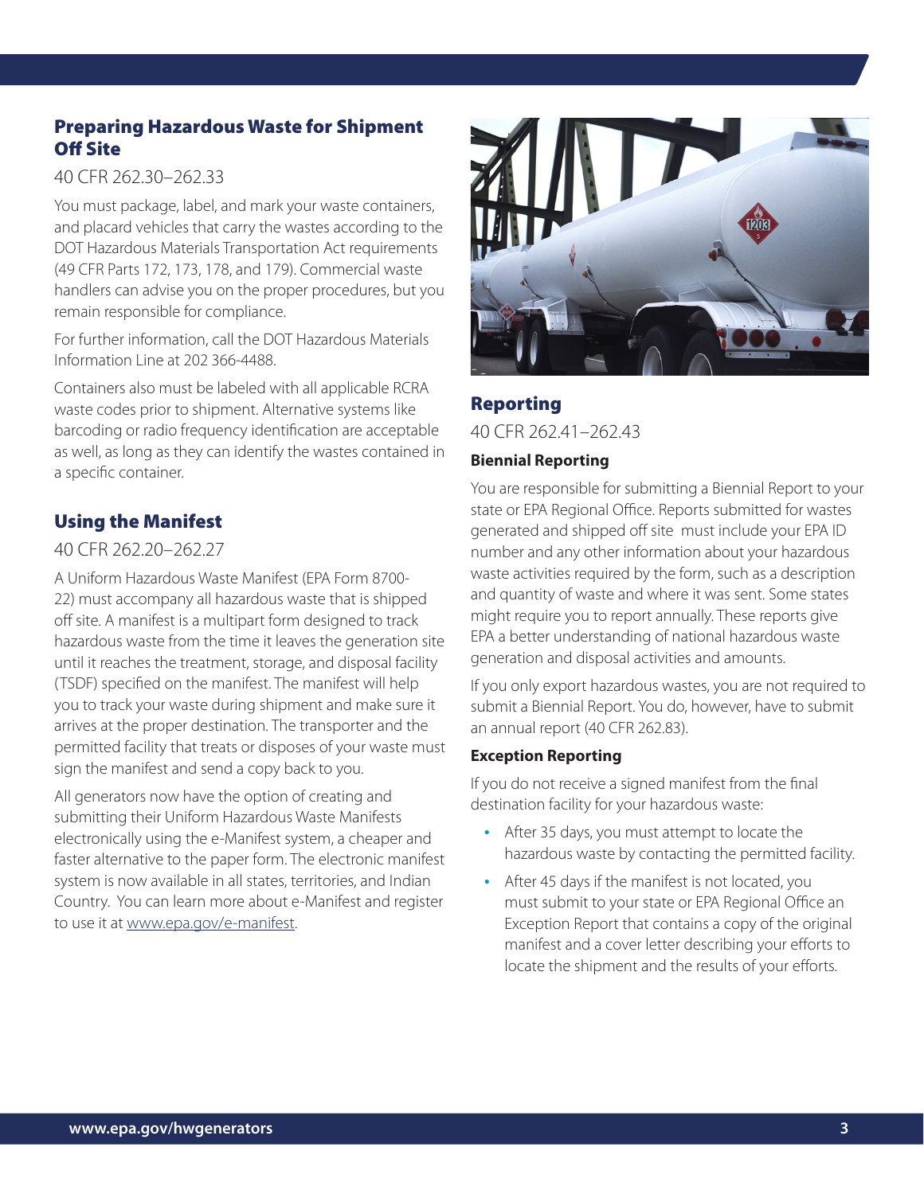## Preparing Hazardous Waste for Shipment Off Site

40 CFR 262.30–262.33

You must package, label, and mark your waste containers, and placard vehicles that carry the wastes according to the DOT Hazardous Materials Transportation Act requirements (49 CFR Parts 172, 173, 178, and 179). Commercial waste handlers can advise you on the proper procedures, but you remain responsible for compliance.

For further information, call the DOT Hazardous Materials Information Line at 202 366-4488.

Containers also must be labeled with all applicable RCRA waste codes prior to shipment. Alternative systems like barcoding or radio frequency identification are acceptable as well, as long as they can identify the wastes contained in a specific container.

## Using the Manifest

40 CFR 262.20–262.27

A Uniform Hazardous Waste Manifest (EPA Form 8700-22) must accompany all hazardous waste that is shipped off site. A manifest is a multipart form designed to track hazardous waste from the time it leaves the generation site until it reaches the treatment, storage, and disposal facility (TSDF) specified on the manifest. The manifest will help you to track your waste during shipment and make sure it arrives at the proper destination. The transporter and the permitted facility that treats or disposes of your waste must sign the manifest and send a copy back to you.

All generators now have the option of creating and submitting their Uniform Hazardous Waste Manifests electronically using the e-Manifest system, a cheaper and faster alternative to the paper form. The electronic manifest system is now available in all states, territories, and Indian Country. You can learn more about e-Manifest and register to use it at www.epa.gov/e-manifest.

## Reporting

40 CFR 262.41–262.43

### Biennial Reporting

You are responsible for submitting a Biennial Report to your state or EPA Regional Office. Reports submitted for wastes generated and shipped off site must include your EPA ID number and any other information about your hazardous waste activities required by the form, such as a description and quantity of waste and where it was sent. Some states might require you to report annually. These reports give EPA a better understanding of national hazardous waste generation and disposal activities and amounts.

If you only export hazardous wastes, you are not required to submit a Biennial Report. You do, however, have to submit an annual report (40 CFR 262.83).

### Exception Reporting

If you do not receive a signed manifest from the final destination facility for your hazardous waste:

- After 35 days, you must attempt to locate the hazardous waste by contacting the permitted facility.
- After 45 days if the manifest is not located, you must submit to your state or EPA Regional Office an Exception Report that contains a copy of the original manifest and a cover letter describing your efforts to locate the shipment and the results of your efforts.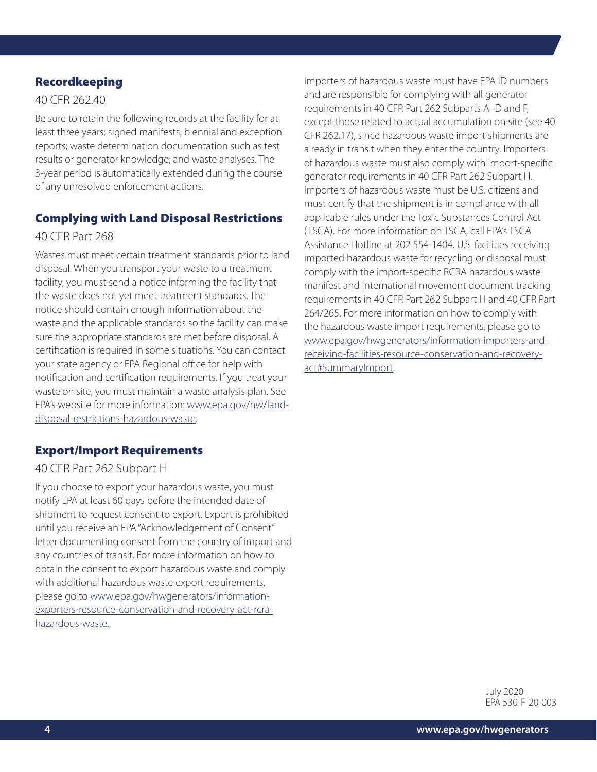## Recordkeeping

40 CFR 262.40

Be sure to retain the following records at the facility for at least three years: signed manifests; biennial and exception reports; waste determination documentation such as test results or generator knowledge; and waste analyses. The 3-year period is automatically extended during the course of any unresolved enforcement actions.

## Complying with Land Disposal Restrictions

40 CFR Part 268

Wastes must meet certain treatment standards prior to land disposal. When you transport your waste to a treatment facility, you must send a notice informing the facility that the waste does not yet meet treatment standards. The notice should contain enough information about the waste and the applicable standards so the facility can make sure the appropriate standards are met before disposal. A certification is required in some situations. You can contact your state agency or EPA Regional office for help with notification and certification requirements. If you treat your waste on site, you must maintain a waste analysis plan. See EPA's website for more information: www.epa.gov/hw/land-disposal-restrictions-hazardous-waste.

## Export/Import Requirements

40 CFR Part 262 Subpart H

If you choose to export your hazardous waste, you must notify EPA at least 60 days before the intended date of shipment to request consent to export. Export is prohibited until you receive an EPA "Acknowledgement of Consent" letter documenting consent from the country of import and any countries of transit. For more information on how to obtain the consent to export hazardous waste and comply with additional hazardous waste export requirements, please go to www.epa.gov/hwgenerators/information-exporters-resource-conservation-and-recovery-act-rcra-hazardous-waste.

Importers of hazardous waste must have EPA ID numbers and are responsible for complying with all generator requirements in 40 CFR Part 262 Subparts A–D and F, except those related to actual accumulation on site (see 40 CFR 262.17), since hazardous waste import shipments are already in transit when they enter the country. Importers of hazardous waste must also comply with import-specific generator requirements in 40 CFR Part 262 Subpart H. Importers of hazardous waste must be U.S. citizens and must certify that the shipment is in compliance with all applicable rules under the Toxic Substances Control Act (TSCA). For more information on TSCA, call EPA's TSCA Assistance Hotline at 202 554-1404. U.S. facilities receiving imported hazardous waste for recycling or disposal must comply with the import-specific RCRA hazardous waste manifest and international movement document tracking requirements in 40 CFR Part 262 Subpart H and 40 CFR Part 264/265. For more information on how to comply with the hazardous waste import requirements, please go to www.epa.gov/hwgenerators/information-importers-and-receiving-facilities-resource-conservation-and-recovery-act#SummaryImport.

July 2020
EPA 530-F-20-003